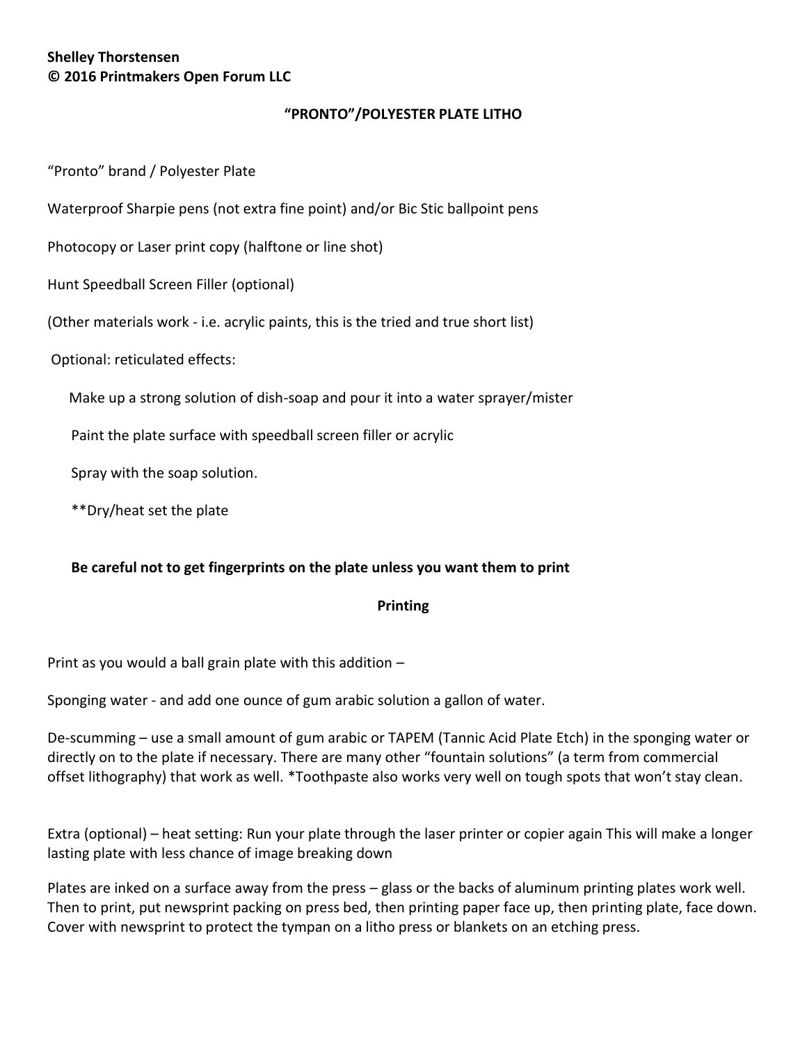**Shelley Thorstensen**
**© 2016 Printmakers Open Forum LLC**

## "PRONTO"/POLYESTER PLATE LITHO

"Pronto" brand / Polyester Plate

Waterproof Sharpie pens (not extra fine point) and/or Bic Stic ballpoint pens

Photocopy or Laser print copy (halftone or line shot)

Hunt Speedball Screen Filler (optional)

(Other materials work - i.e. acrylic paints, this is the tried and true short list)

Optional: reticulated effects:

Make up a strong solution of dish-soap and pour it into a water sprayer/mister

Paint the plate surface with speedball screen filler or acrylic

Spray with the soap solution.

**Dry/heat set the plate

**Be careful not to get fingerprints on the plate unless you want them to print**

### Printing

Print as you would a ball grain plate with this addition –

Sponging water - and add one ounce of gum arabic solution a gallon of water.

De-scumming – use a small amount of gum arabic or TAPEM (Tannic Acid Plate Etch) in the sponging water or directly on to the plate if necessary. There are many other "fountain solutions" (a term from commercial offset lithography) that work as well. *Toothpaste also works very well on tough spots that won't stay clean.

Extra (optional) – heat setting: Run your plate through the laser printer or copier again This will make a longer lasting plate with less chance of image breaking down

Plates are inked on a surface away from the press – glass or the backs of aluminum printing plates work well. Then to print, put newsprint packing on press bed, then printing paper face up, then printing plate, face down. Cover with newsprint to protect the tympan on a litho press or blankets on an etching press.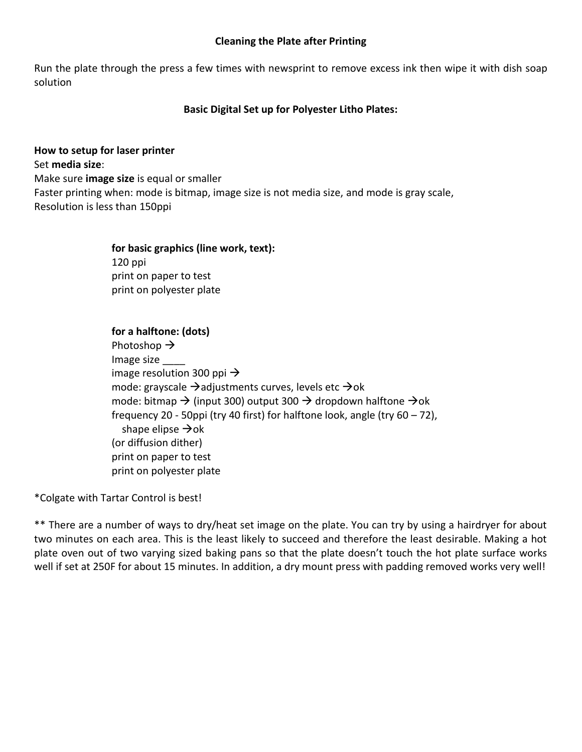**Cleaning the Plate after Printing**

Run the plate through the press a few times with newsprint to remove excess ink then wipe it with dish soap solution

**Basic Digital Set up for Polyester Litho Plates:**

**How to setup for laser printer**
Set **media size**:
Make sure **image size** is equal or smaller
Faster printing when: mode is bitmap, image size is not media size, and mode is gray scale,
Resolution is less than 150ppi

**for basic graphics (line work, text):**
120 ppi
print on paper to test
print on polyester plate

**for a halftone: (dots)**
Photoshop →
Image size ____
image resolution 300 ppi →
mode: grayscale →adjustments curves, levels etc →ok
mode: bitmap → (input 300) output 300 → dropdown halftone →ok
frequency 20 - 50ppi (try 40 first) for halftone look, angle (try 60 – 72),
shape elipse →ok
(or diffusion dither)
print on paper to test
print on polyester plate

*Colgate with Tartar Control is best!

** There are a number of ways to dry/heat set image on the plate. You can try by using a hairdryer for about two minutes on each area. This is the least likely to succeed and therefore the least desirable. Making a hot plate oven out of two varying sized baking pans so that the plate doesn't touch the hot plate surface works well if set at 250F for about 15 minutes. In addition, a dry mount press with padding removed works very well!